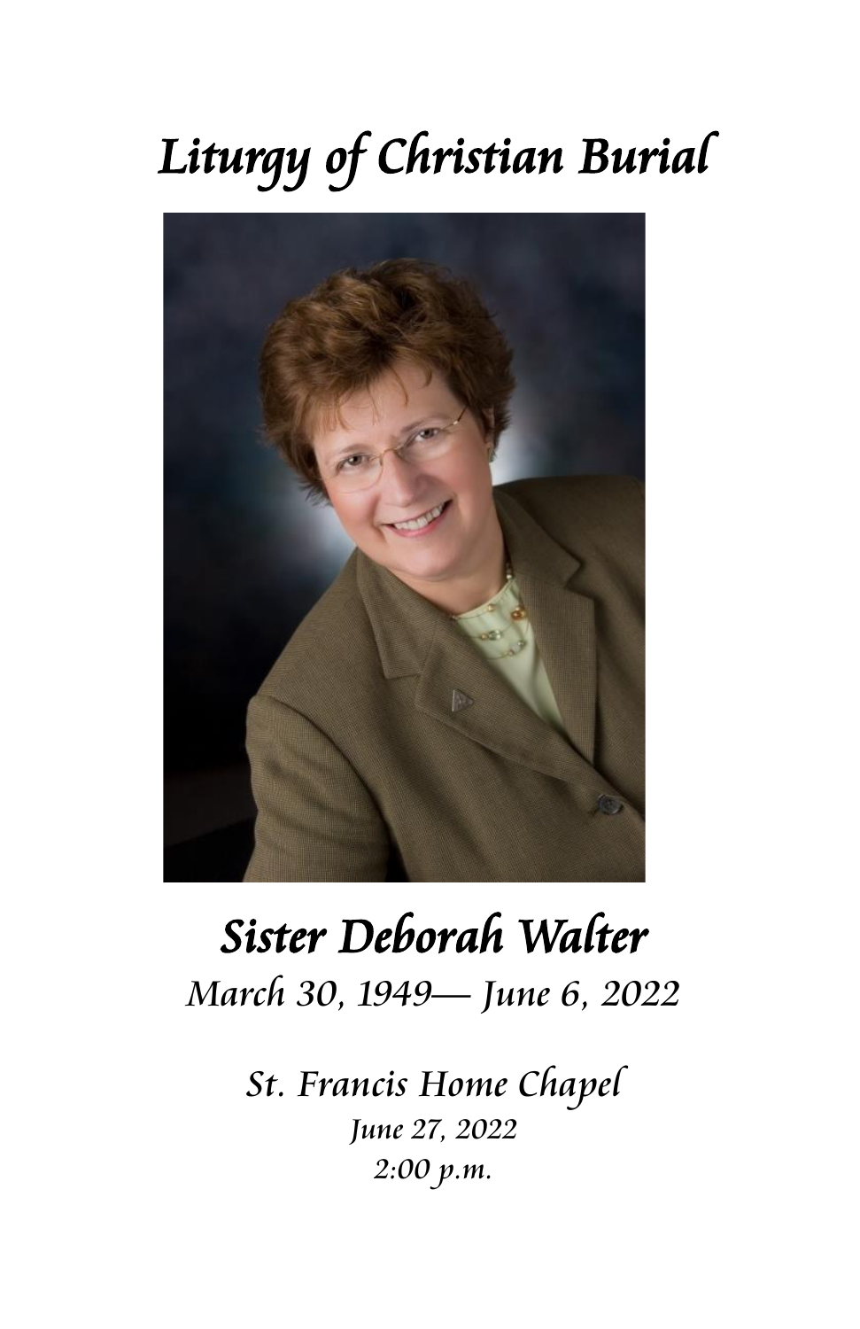# *Liturgy of Christian Burial*

## *Sister Deborah Walter*

*March 30, 1949— June 6, 2022*

*St. Francis Home Chapel*

*June 27, 2022*

*2:00 p.m.*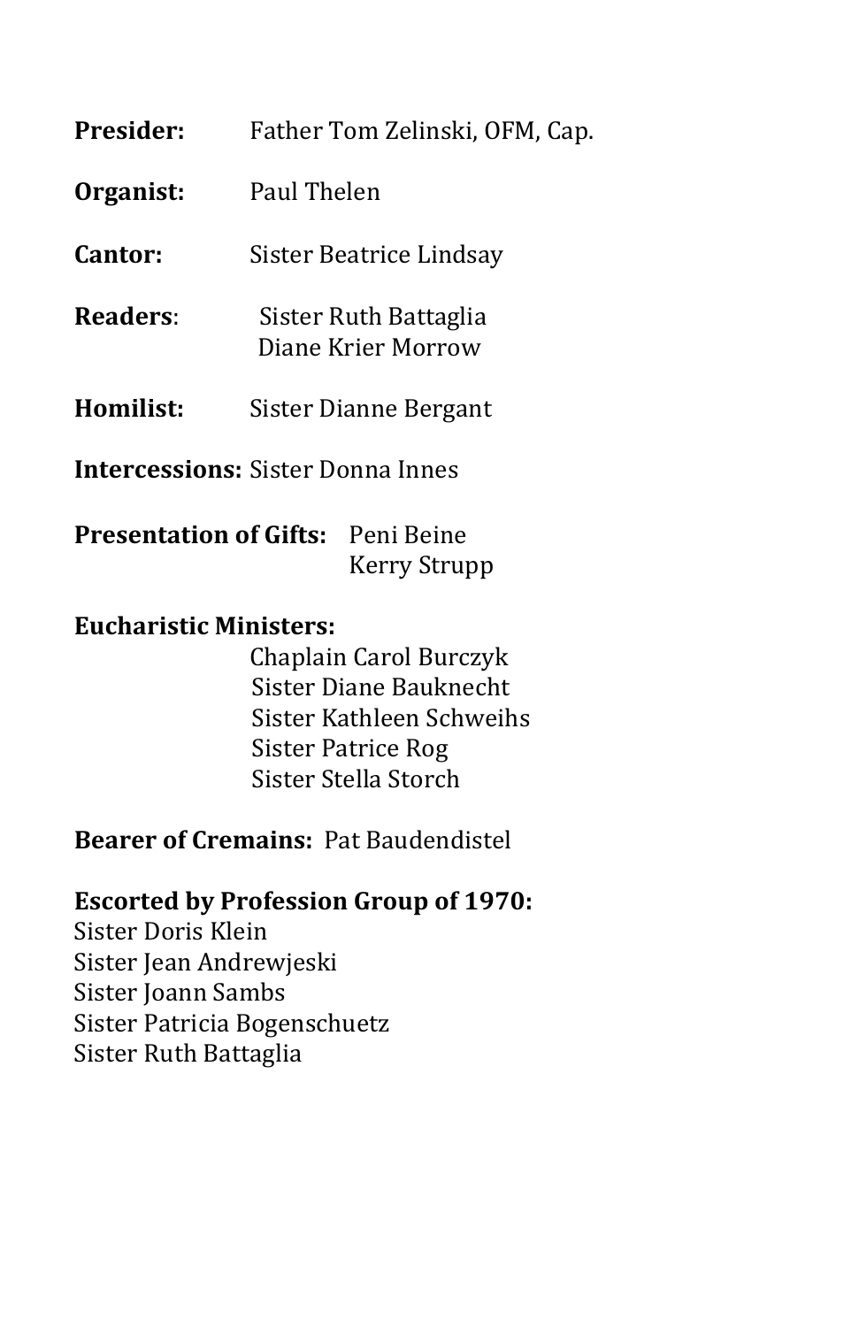**Presider:** Father Tom Zelinski, OFM, Cap.

**Organist:** Paul Thelen

**Cantor:** Sister Beatrice Lindsay

**Readers**: Sister Ruth Battaglia
Diane Krier Morrow

**Homilist:** Sister Dianne Bergant

**Intercessions:** Sister Donna Innes

**Presentation of Gifts:** Peni Beine
Kerry Strupp

**Eucharistic Ministers:**
Chaplain Carol Burczyk
Sister Diane Bauknecht
Sister Kathleen Schweihs
Sister Patrice Rog
Sister Stella Storch

**Bearer of Cremains:** Pat Baudendistel

**Escorted by Profession Group of 1970:**
Sister Doris Klein
Sister Jean Andrewjeski
Sister Joann Sambs
Sister Patricia Bogenschuetz
Sister Ruth Battaglia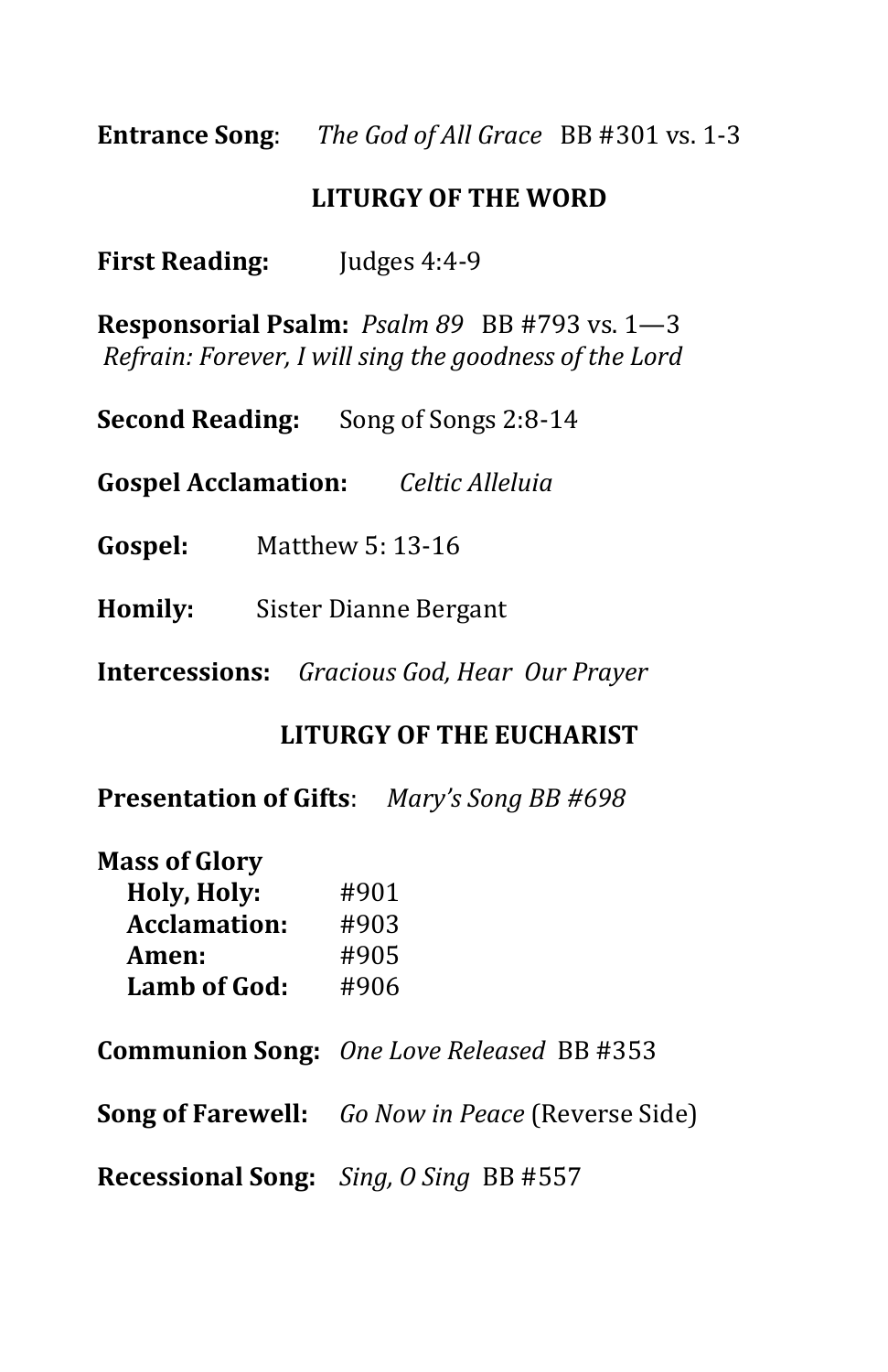**Entrance Song**: *The God of All Grace* BB #301 vs. 1-3

## LITURGY OF THE WORD

**First Reading:** Judges 4:4-9

**Responsorial Psalm:** *Psalm 89* BB #793 vs. 1—3
*Refrain: Forever, I will sing the goodness of the Lord*

**Second Reading:** Song of Songs 2:8-14

**Gospel Acclamation:** *Celtic Alleluia*

**Gospel:** Matthew 5: 13-16

**Homily:** Sister Dianne Bergant

**Intercessions:** *Gracious God, Hear Our Prayer*

## LITURGY OF THE EUCHARIST

**Presentation of Gifts**: *Mary's Song BB #698*

**Mass of Glory**
- **Holy, Holy:** #901
- **Acclamation:** #903
- **Amen:** #905
- **Lamb of God:** #906

**Communion Song:** *One Love Released* BB #353

**Song of Farewell:** *Go Now in Peace* (Reverse Side)

**Recessional Song:** *Sing, O Sing* BB #557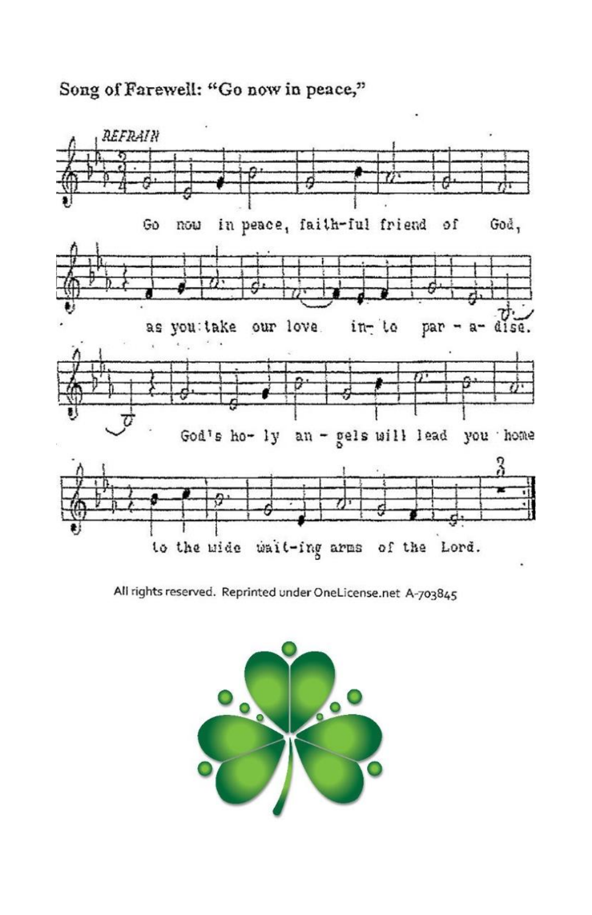Song of Farewell: "Go now in peace,"

REFRAIN

Go now in peace, faith-ful friend of God,

as you take our love in-to par - a- dise.

God's ho- ly an - gels will lead you home

to the wide wait-ing arms of the Lord.

All rights reserved. Reprinted under OneLicense.net A-703845